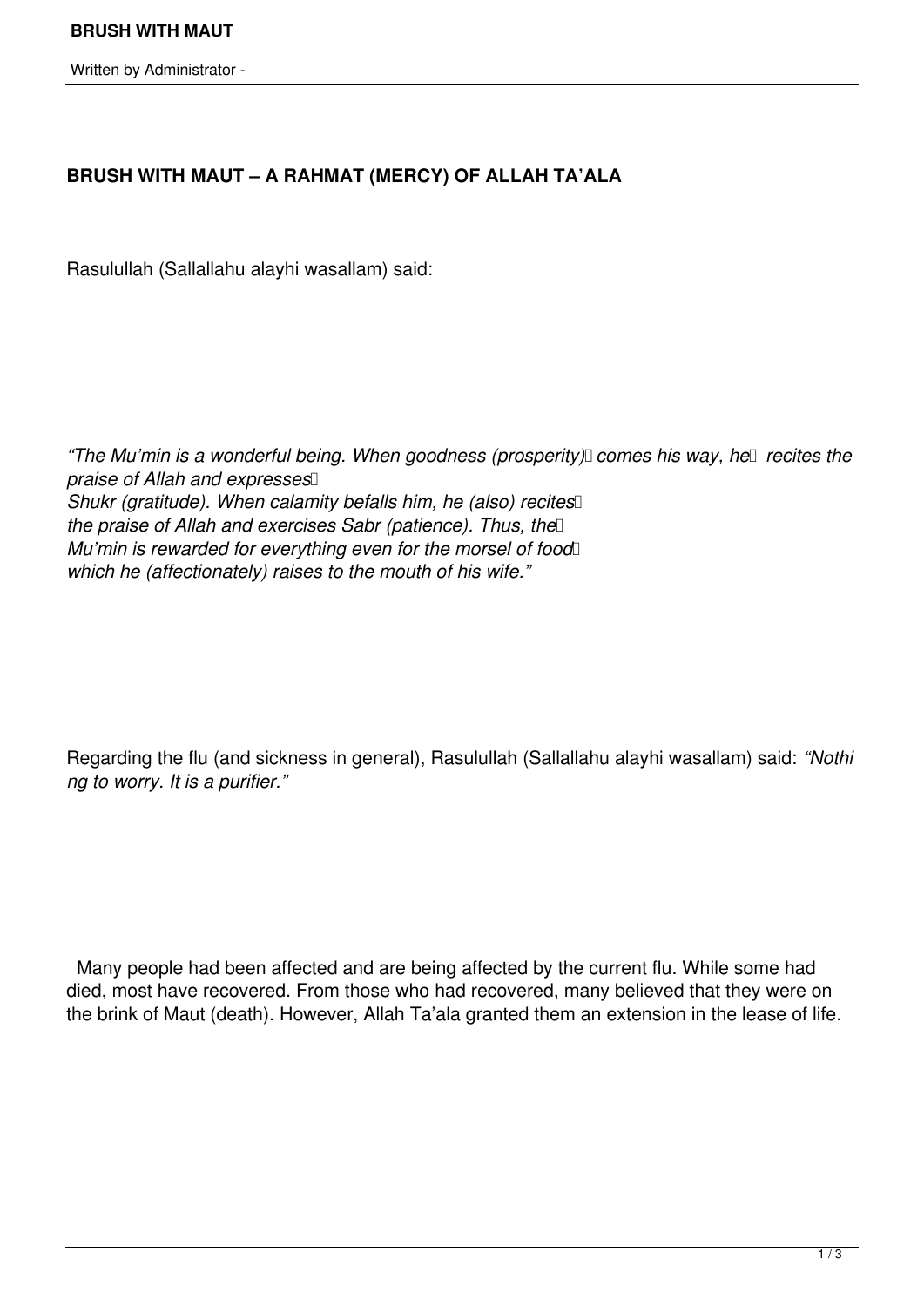# BRUSH WITH MAUT – A RAHMAT (MERCY) OF ALLAH TA'ALA

Rasulullah (Sallallahu alayhi wasallam) said:

*"The Mu'min is a wonderful being. When goodness (prosperity) comes his way, he recites the praise of Allah and expresses Shukr (gratitude). When calamity befalls him, he (also) recites the praise of Allah and exercises Sabr (patience). Thus, the Mu'min is rewarded for everything even for the morsel of food which he (affectionately) raises to the mouth of his wife."*

Regarding the flu (and sickness in general), Rasulullah (Sallallahu alayhi wasallam) said: *"Nothing to worry. It is a purifier."*

Many people had been affected and are being affected by the current flu. While some had died, most have recovered. From those who had recovered, many believed that they were on the brink of Maut (death). However, Allah Ta'ala granted them an extension in the lease of life.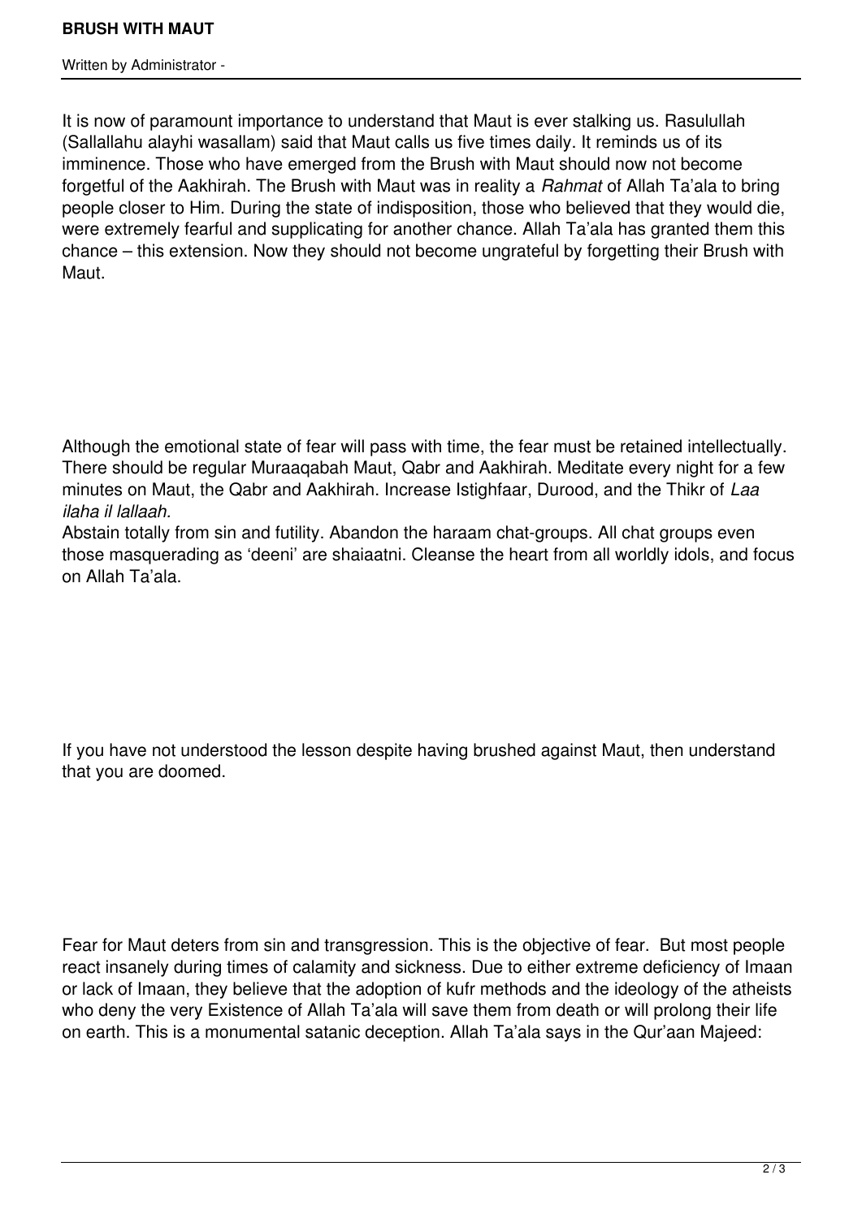It is now of paramount importance to understand that Maut is ever stalking us. Rasulullah (Sallallahu alayhi wasallam) said that Maut calls us five times daily. It reminds us of its imminence. Those who have emerged from the Brush with Maut should now not become forgetful of the Aakhirah. The Brush with Maut was in reality a *Rahmat* of Allah Ta'ala to bring people closer to Him. During the state of indisposition, those who believed that they would die, were extremely fearful and supplicating for another chance. Allah Ta'ala has granted them this chance – this extension. Now they should not become ungrateful by forgetting their Brush with Maut.

Although the emotional state of fear will pass with time, the fear must be retained intellectually. There should be regular Muraaqabah Maut, Qabr and Aakhirah. Meditate every night for a few minutes on Maut, the Qabr and Aakhirah. Increase Istighfaar, Durood, and the Thikr of *Laa ilaha il lallaah.*

Abstain totally from sin and futility. Abandon the haraam chat-groups. All chat groups even those masquerading as 'deeni' are shaiaatni. Cleanse the heart from all worldly idols, and focus on Allah Ta'ala.

If you have not understood the lesson despite having brushed against Maut, then understand that you are doomed.

Fear for Maut deters from sin and transgression. This is the objective of fear. But most people react insanely during times of calamity and sickness. Due to either extreme deficiency of Imaan or lack of Imaan, they believe that the adoption of kufr methods and the ideology of the atheists who deny the very Existence of Allah Ta'ala will save them from death or will prolong their life on earth. This is a monumental satanic deception. Allah Ta'ala says in the Qur'aan Majeed: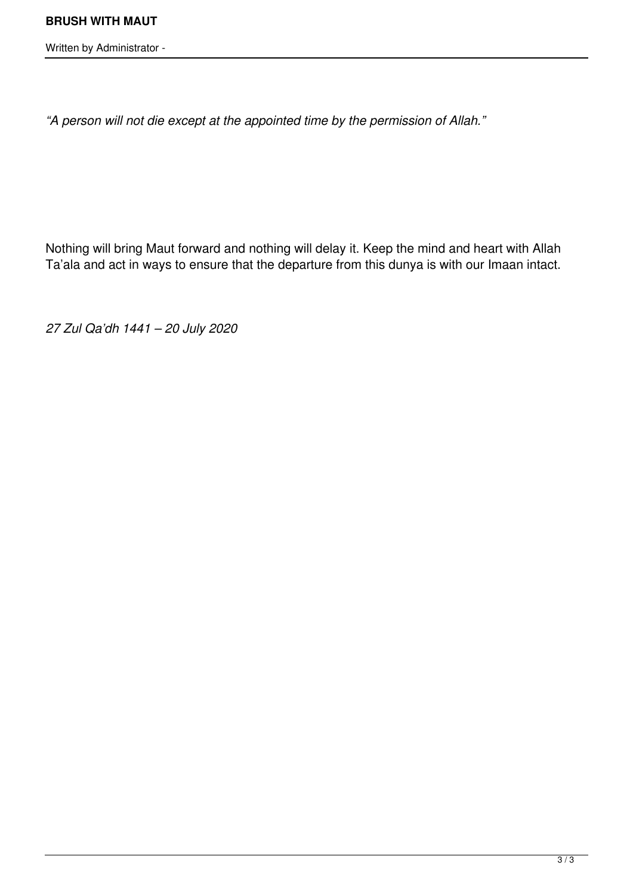*“A person will not die except at the appointed time by the permission of Allah.”*

Nothing will bring Maut forward and nothing will delay it. Keep the mind and heart with Allah Ta’ala and act in ways to ensure that the departure from this dunya is with our Imaan intact.

*27 Zul Qa’dh 1441 – 20 July 2020*